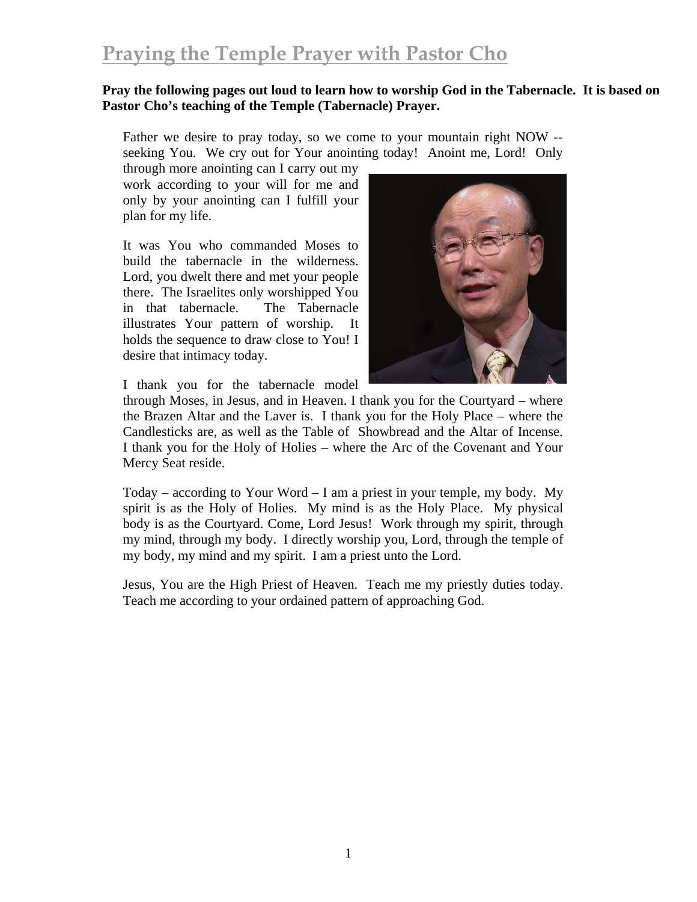# Praying the Temple Prayer with Pastor Cho

**Pray the following pages out loud to learn how to worship God in the Tabernacle. It is based on Pastor Cho's teaching of the Temple (Tabernacle) Prayer.**

Father we desire to pray today, so we come to your mountain right NOW -- seeking You. We cry out for Your anointing today! Anoint me, Lord! Only through more anointing can I carry out my work according to your will for me and only by your anointing can I fulfill your plan for my life.

It was You who commanded Moses to build the tabernacle in the wilderness. Lord, you dwelt there and met your people there. The Israelites only worshipped You in that tabernacle. The Tabernacle illustrates Your pattern of worship. It holds the sequence to draw close to You! I desire that intimacy today.

I thank you for the tabernacle model through Moses, in Jesus, and in Heaven. I thank you for the Courtyard – where the Brazen Altar and the Laver is. I thank you for the Holy Place – where the Candlesticks are, as well as the Table of Showbread and the Altar of Incense. I thank you for the Holy of Holies – where the Arc of the Covenant and Your Mercy Seat reside.

Today – according to Your Word – I am a priest in your temple, my body. My spirit is as the Holy of Holies. My mind is as the Holy Place. My physical body is as the Courtyard. Come, Lord Jesus! Work through my spirit, through my mind, through my body. I directly worship you, Lord, through the temple of my body, my mind and my spirit. I am a priest unto the Lord.

Jesus, You are the High Priest of Heaven. Teach me my priestly duties today. Teach me according to your ordained pattern of approaching God.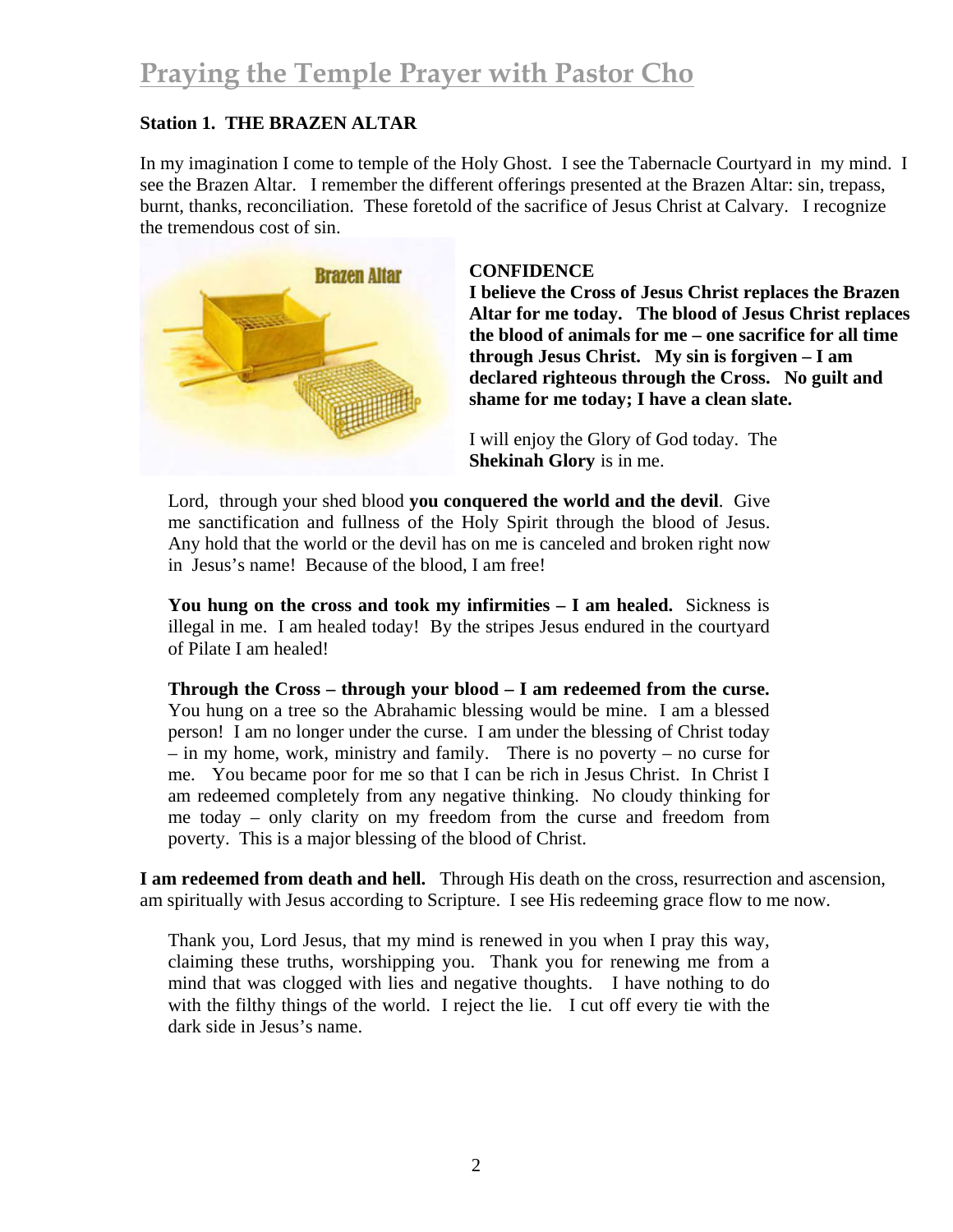# Praying the Temple Prayer with Pastor Cho

**Station 1. THE BRAZEN ALTAR**

In my imagination I come to temple of the Holy Ghost. I see the Tabernacle Courtyard in my mind. I see the Brazen Altar. I remember the different offerings presented at the Brazen Altar: sin, trepass, burnt, thanks, reconciliation. These foretold of the sacrifice of Jesus Christ at Calvary. I recognize the tremendous cost of sin.

**CONFIDENCE**

**I believe the Cross of Jesus Christ replaces the Brazen Altar for me today. The blood of Jesus Christ replaces the blood of animals for me – one sacrifice for all time through Jesus Christ. My sin is forgiven – I am declared righteous through the Cross. No guilt and shame for me today; I have a clean slate.**

I will enjoy the Glory of God today. The **Shekinah Glory** is in me.

Lord, through your shed blood **you conquered the world and the devil**. Give me sanctification and fullness of the Holy Spirit through the blood of Jesus. Any hold that the world or the devil has on me is canceled and broken right now in Jesus's name! Because of the blood, I am free!

**You hung on the cross and took my infirmities – I am healed.** Sickness is illegal in me. I am healed today! By the stripes Jesus endured in the courtyard of Pilate I am healed!

**Through the Cross – through your blood – I am redeemed from the curse.** You hung on a tree so the Abrahamic blessing would be mine. I am a blessed person! I am no longer under the curse. I am under the blessing of Christ today – in my home, work, ministry and family. There is no poverty – no curse for me. You became poor for me so that I can be rich in Jesus Christ. In Christ I am redeemed completely from any negative thinking. No cloudy thinking for me today – only clarity on my freedom from the curse and freedom from poverty. This is a major blessing of the blood of Christ.

**I am redeemed from death and hell.** Through His death on the cross, resurrection and ascension, am spiritually with Jesus according to Scripture. I see His redeeming grace flow to me now.

Thank you, Lord Jesus, that my mind is renewed in you when I pray this way, claiming these truths, worshipping you. Thank you for renewing me from a mind that was clogged with lies and negative thoughts. I have nothing to do with the filthy things of the world. I reject the lie. I cut off every tie with the dark side in Jesus's name.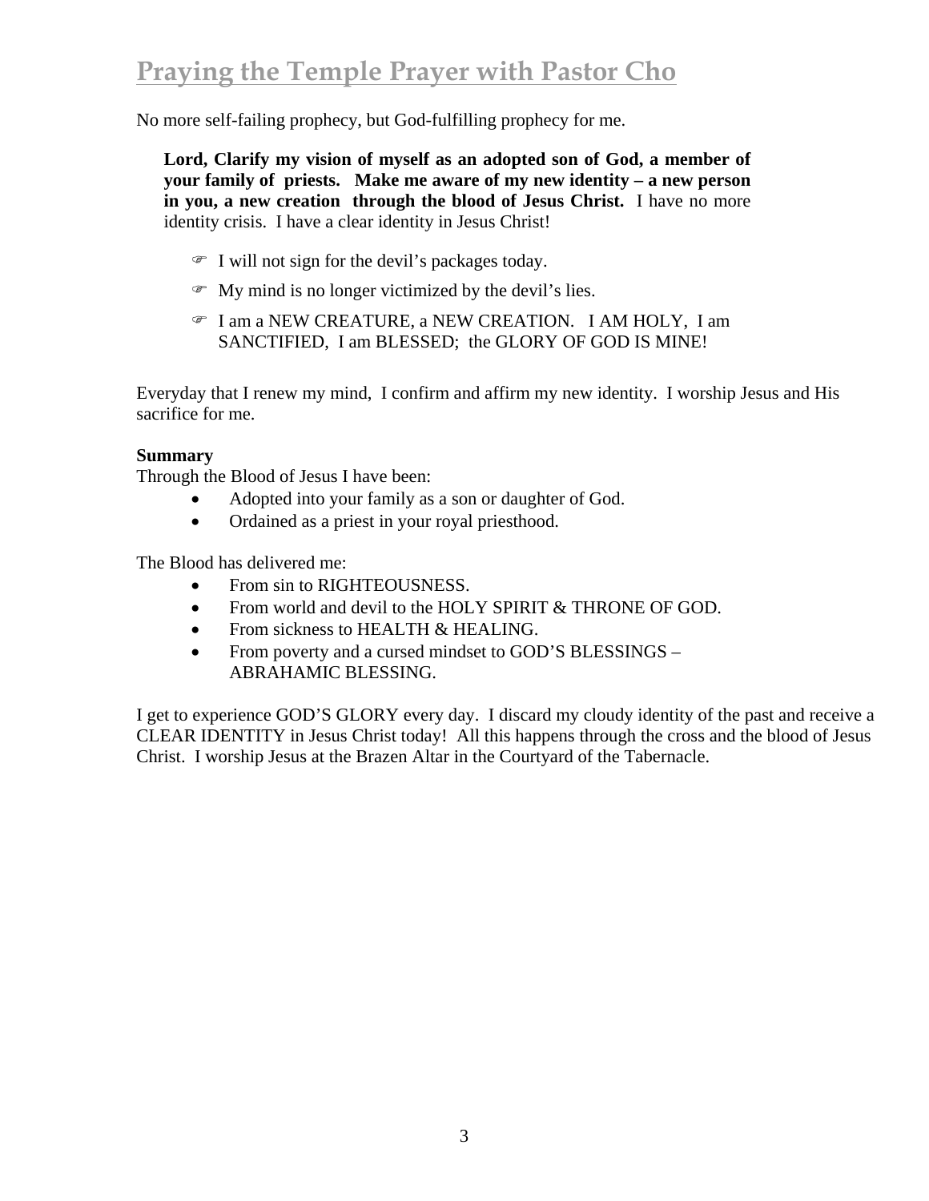# Praying the Temple Prayer with Pastor Cho

No more self-failing prophecy, but God-fulfilling prophecy for me.

> **Lord, Clarify my vision of myself as an adopted son of God, a member of your family of priests. Make me aware of my new identity – a new person in you, a new creation through the blood of Jesus Christ.** I have no more identity crisis. I have a clear identity in Jesus Christ!
>
> - I will not sign for the devil's packages today.
> - My mind is no longer victimized by the devil's lies.
> - I am a NEW CREATURE, a NEW CREATION. I AM HOLY, I am SANCTIFIED, I am BLESSED; the GLORY OF GOD IS MINE!

Everyday that I renew my mind, I confirm and affirm my new identity. I worship Jesus and His sacrifice for me.

**Summary**
Through the Blood of Jesus I have been:

- Adopted into your family as a son or daughter of God.
- Ordained as a priest in your royal priesthood.

The Blood has delivered me:

- From sin to RIGHTEOUSNESS.
- From world and devil to the HOLY SPIRIT & THRONE OF GOD.
- From sickness to HEALTH & HEALING.
- From poverty and a cursed mindset to GOD'S BLESSINGS – ABRAHAMIC BLESSING.

I get to experience GOD'S GLORY every day. I discard my cloudy identity of the past and receive a CLEAR IDENTITY in Jesus Christ today! All this happens through the cross and the blood of Jesus Christ. I worship Jesus at the Brazen Altar in the Courtyard of the Tabernacle.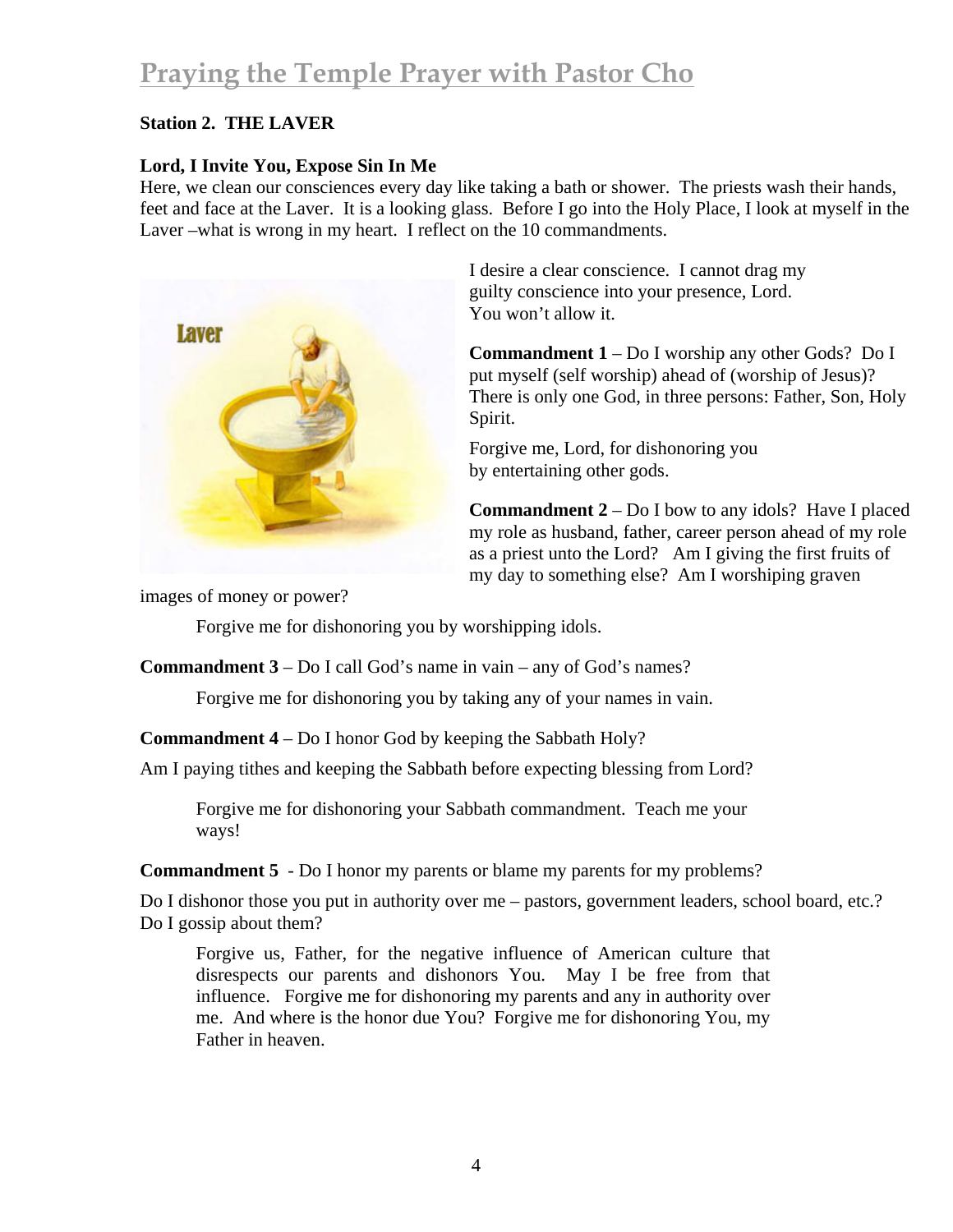# Praying the Temple Prayer with Pastor Cho

**Station 2. THE LAVER**

**Lord, I Invite You, Expose Sin In Me**

Here, we clean our consciences every day like taking a bath or shower. The priests wash their hands, feet and face at the Laver. It is a looking glass. Before I go into the Holy Place, I look at myself in the Laver –what is wrong in my heart. I reflect on the 10 commandments.

I desire a clear conscience. I cannot drag my guilty conscience into your presence, Lord. You won't allow it.

**Commandment 1** – Do I worship any other Gods? Do I put myself (self worship) ahead of (worship of Jesus)? There is only one God, in three persons: Father, Son, Holy Spirit.

Forgive me, Lord, for dishonoring you by entertaining other gods.

**Commandment 2** – Do I bow to any idols? Have I placed my role as husband, father, career person ahead of my role as a priest unto the Lord? Am I giving the first fruits of my day to something else? Am I worshiping graven images of money or power?

> Forgive me for dishonoring you by worshipping idols.

**Commandment 3** – Do I call God's name in vain – any of God's names?

> Forgive me for dishonoring you by taking any of your names in vain.

**Commandment 4** – Do I honor God by keeping the Sabbath Holy?

Am I paying tithes and keeping the Sabbath before expecting blessing from Lord?

> Forgive me for dishonoring your Sabbath commandment. Teach me your ways!

**Commandment 5** - Do I honor my parents or blame my parents for my problems?

Do I dishonor those you put in authority over me – pastors, government leaders, school board, etc.? Do I gossip about them?

> Forgive us, Father, for the negative influence of American culture that disrespects our parents and dishonors You. May I be free from that influence. Forgive me for dishonoring my parents and any in authority over me. And where is the honor due You? Forgive me for dishonoring You, my Father in heaven.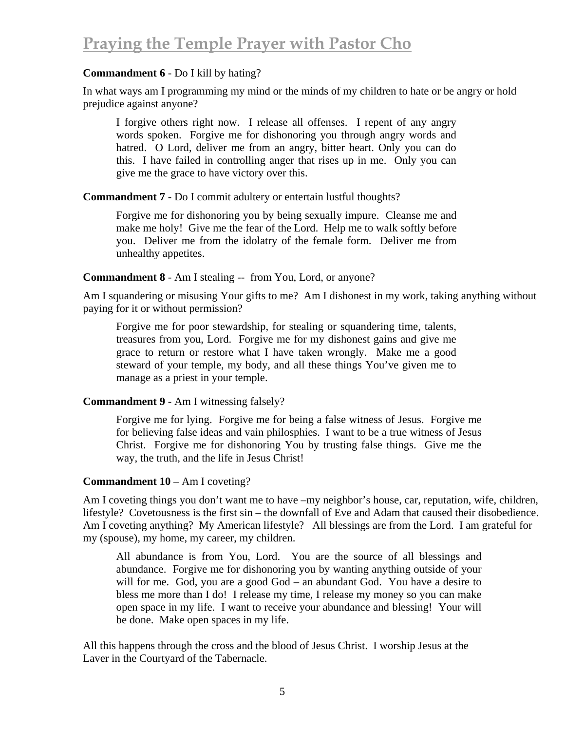**Commandment 6** - Do I kill by hating?

In what ways am I programming my mind or the minds of my children to hate or be angry or hold prejudice against anyone?

> I forgive others right now. I release all offenses. I repent of any angry words spoken. Forgive me for dishonoring you through angry words and hatred. O Lord, deliver me from an angry, bitter heart. Only you can do this. I have failed in controlling anger that rises up in me. Only you can give me the grace to have victory over this.

**Commandment 7** - Do I commit adultery or entertain lustful thoughts?

> Forgive me for dishonoring you by being sexually impure. Cleanse me and make me holy! Give me the fear of the Lord. Help me to walk softly before you. Deliver me from the idolatry of the female form. Deliver me from unhealthy appetites.

**Commandment 8** - Am I stealing -- from You, Lord, or anyone?

Am I squandering or misusing Your gifts to me? Am I dishonest in my work, taking anything without paying for it or without permission?

> Forgive me for poor stewardship, for stealing or squandering time, talents, treasures from you, Lord. Forgive me for my dishonest gains and give me grace to return or restore what I have taken wrongly. Make me a good steward of your temple, my body, and all these things You've given me to manage as a priest in your temple.

**Commandment 9** - Am I witnessing falsely?

> Forgive me for lying. Forgive me for being a false witness of Jesus. Forgive me for believing false ideas and vain philosphies. I want to be a true witness of Jesus Christ. Forgive me for dishonoring You by trusting false things. Give me the way, the truth, and the life in Jesus Christ!

**Commandment 10** – Am I coveting?

Am I coveting things you don't want me to have –my neighbor's house, car, reputation, wife, children, lifestyle? Covetousness is the first sin – the downfall of Eve and Adam that caused their disobedience. Am I coveting anything? My American lifestyle? All blessings are from the Lord. I am grateful for my (spouse), my home, my career, my children.

> All abundance is from You, Lord. You are the source of all blessings and abundance. Forgive me for dishonoring you by wanting anything outside of your will for me. God, you are a good God – an abundant God. You have a desire to bless me more than I do! I release my time, I release my money so you can make open space in my life. I want to receive your abundance and blessing! Your will be done. Make open spaces in my life.

All this happens through the cross and the blood of Jesus Christ. I worship Jesus at the Laver in the Courtyard of the Tabernacle.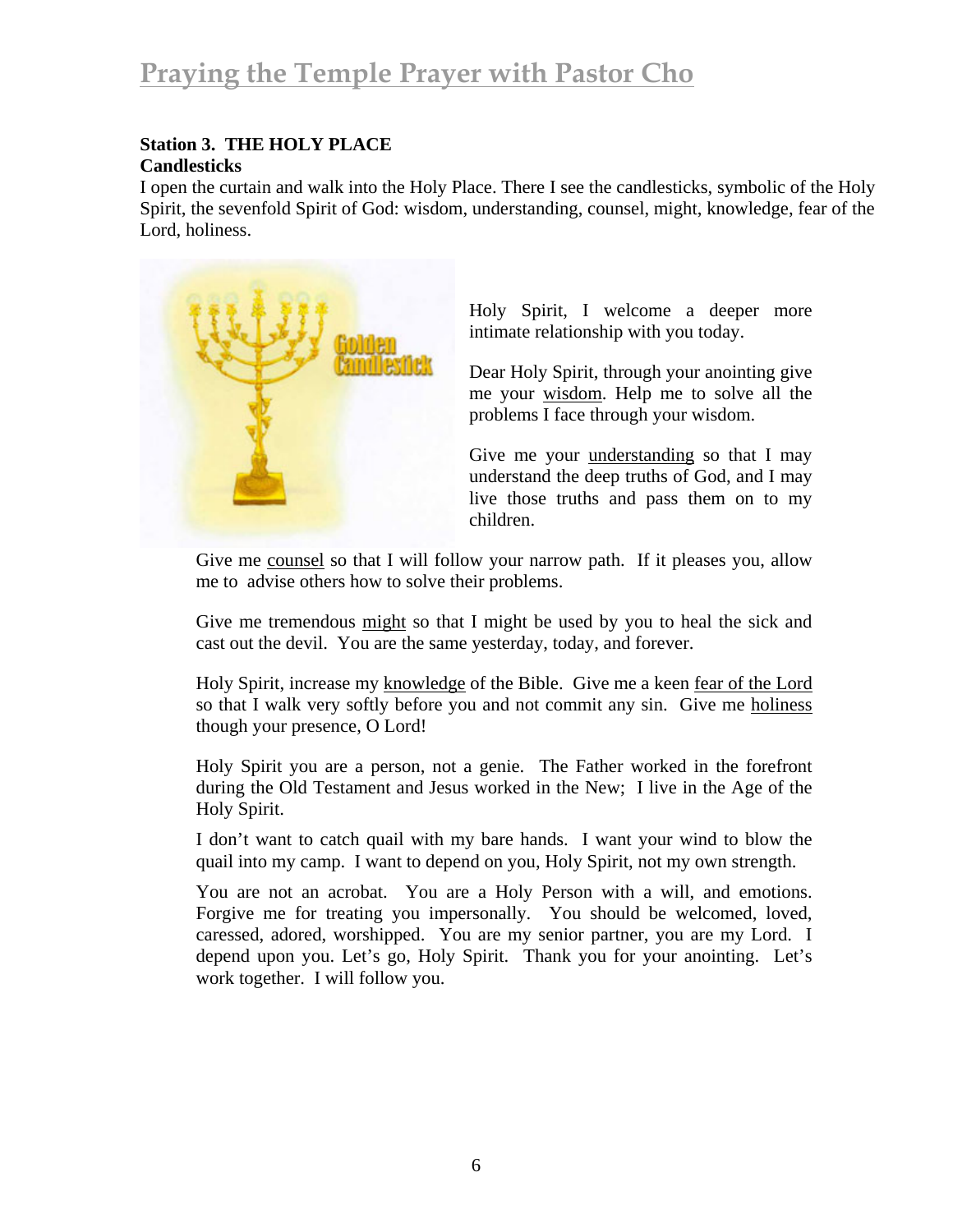# Praying the Temple Prayer with Pastor Cho

**Station 3. THE HOLY PLACE**
**Candlesticks**

I open the curtain and walk into the Holy Place. There I see the candlesticks, symbolic of the Holy Spirit, the sevenfold Spirit of God: wisdom, understanding, counsel, might, knowledge, fear of the Lord, holiness.

Holy Spirit, I welcome a deeper more intimate relationship with you today.

Dear Holy Spirit, through your anointing give me your wisdom. Help me to solve all the problems I face through your wisdom.

Give me your understanding so that I may understand the deep truths of God, and I may live those truths and pass them on to my children.

Give me counsel so that I will follow your narrow path. If it pleases you, allow me to advise others how to solve their problems.

Give me tremendous might so that I might be used by you to heal the sick and cast out the devil. You are the same yesterday, today, and forever.

Holy Spirit, increase my knowledge of the Bible. Give me a keen fear of the Lord so that I walk very softly before you and not commit any sin. Give me holiness though your presence, O Lord!

Holy Spirit you are a person, not a genie. The Father worked in the forefront during the Old Testament and Jesus worked in the New; I live in the Age of the Holy Spirit.

I don't want to catch quail with my bare hands. I want your wind to blow the quail into my camp. I want to depend on you, Holy Spirit, not my own strength.

You are not an acrobat. You are a Holy Person with a will, and emotions. Forgive me for treating you impersonally. You should be welcomed, loved, caressed, adored, worshipped. You are my senior partner, you are my Lord. I depend upon you. Let's go, Holy Spirit. Thank you for your anointing. Let's work together. I will follow you.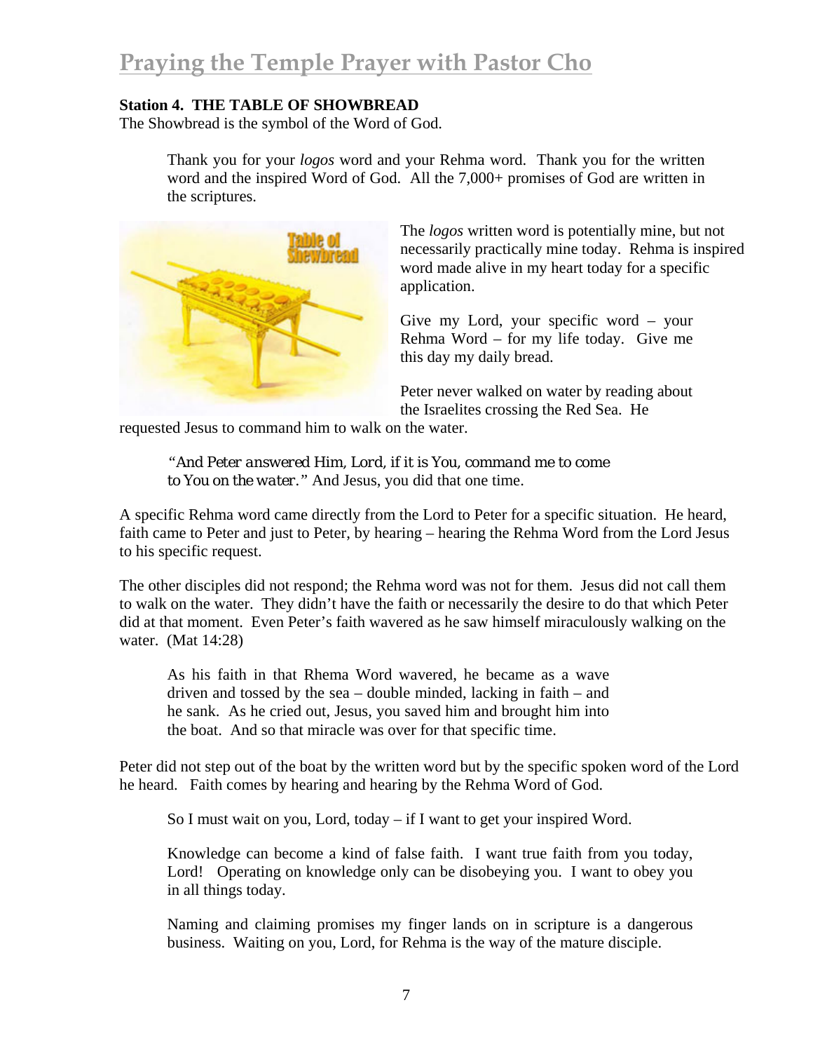**Station 4. THE TABLE OF SHOWBREAD**
The Showbread is the symbol of the Word of God.

> Thank you for your *logos* word and your Rehma word. Thank you for the written word and the inspired Word of God. All the 7,000+ promises of God are written in the scriptures.
>
> The *logos* written word is potentially mine, but not necessarily practically mine today. Rehma is inspired word made alive in my heart today for a specific application.
>
> Give my Lord, your specific word – your Rehma Word – for my life today. Give me this day my daily bread.
>
> Peter never walked on water by reading about the Israelites crossing the Red Sea. He requested Jesus to command him to walk on the water.
>
> *"And Peter answered Him, Lord, if it is You, command me to come to You on the water."* And Jesus, you did that one time.

A specific Rehma word came directly from the Lord to Peter for a specific situation. He heard, faith came to Peter and just to Peter, by hearing – hearing the Rehma Word from the Lord Jesus to his specific request.

The other disciples did not respond; the Rehma word was not for them. Jesus did not call them to walk on the water. They didn't have the faith or necessarily the desire to do that which Peter did at that moment. Even Peter's faith wavered as he saw himself miraculously walking on the water. (Mat 14:28)

> As his faith in that Rhema Word wavered, he became as a wave driven and tossed by the sea – double minded, lacking in faith – and he sank. As he cried out, Jesus, you saved him and brought him into the boat. And so that miracle was over for that specific time.

Peter did not step out of the boat by the written word but by the specific spoken word of the Lord he heard. Faith comes by hearing and hearing by the Rehma Word of God.

> So I must wait on you, Lord, today – if I want to get your inspired Word.
>
> Knowledge can become a kind of false faith. I want true faith from you today, Lord! Operating on knowledge only can be disobeying you. I want to obey you in all things today.
>
> Naming and claiming promises my finger lands on in scripture is a dangerous business. Waiting on you, Lord, for Rehma is the way of the mature disciple.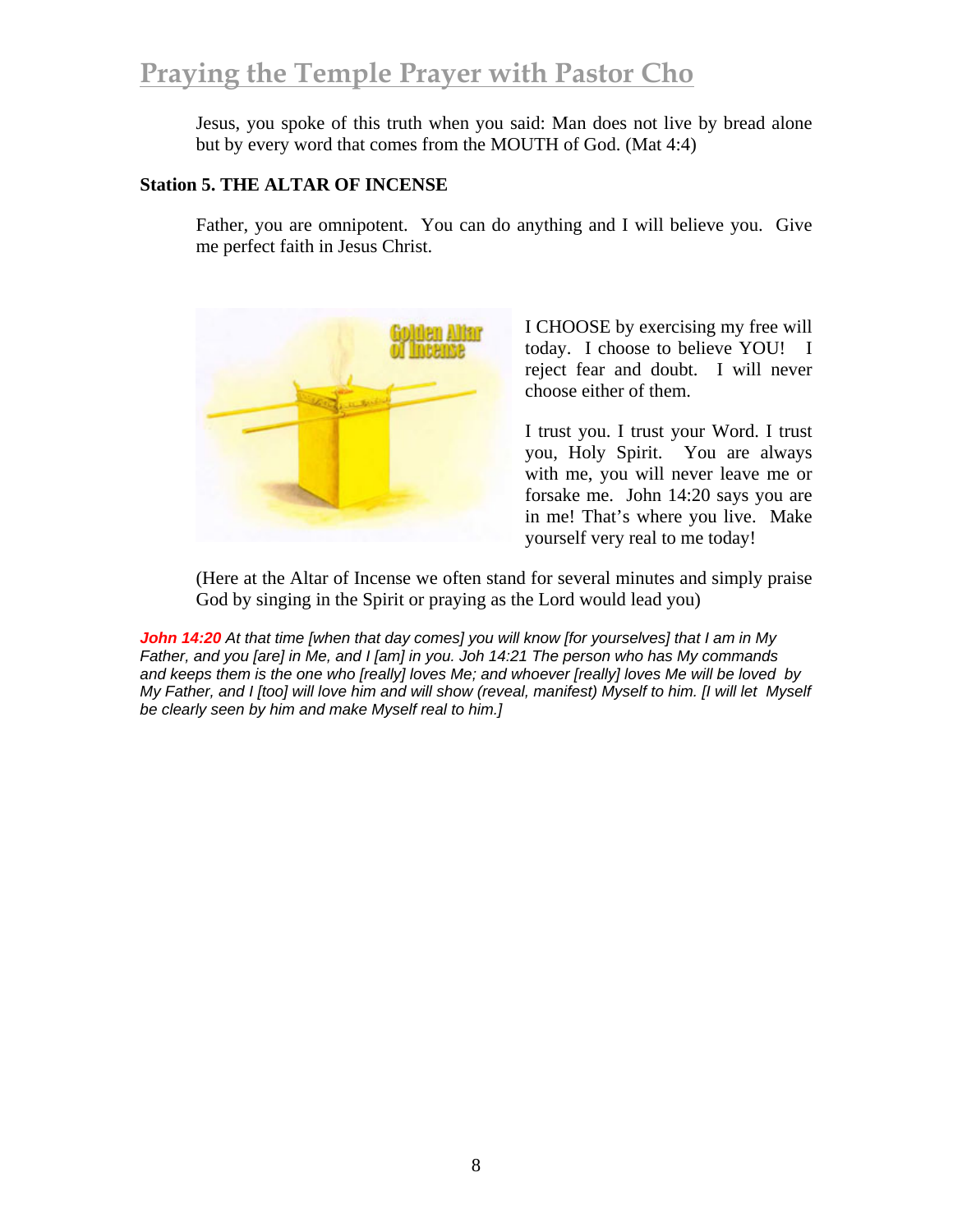Jesus, you spoke of this truth when you said: Man does not live by bread alone but by every word that comes from the MOUTH of God. (Mat 4:4)

**Station 5. THE ALTAR OF INCENSE**

Father, you are omnipotent. You can do anything and I will believe you. Give me perfect faith in Jesus Christ.

I CHOOSE by exercising my free will today. I choose to believe YOU! I reject fear and doubt. I will never choose either of them.

I trust you. I trust your Word. I trust you, Holy Spirit. You are always with me, you will never leave me or forsake me. John 14:20 says you are in me! That's where you live. Make yourself very real to me today!

(Here at the Altar of Incense we often stand for several minutes and simply praise God by singing in the Spirit or praying as the Lord would lead you)

***John 14:20*** *At that time [when that day comes] you will know [for yourselves] that I am in My Father, and you [are] in Me, and I [am] in you. Joh 14:21 The person who has My commands and keeps them is the one who [really] loves Me; and whoever [really] loves Me will be loved by My Father, and I [too] will love him and will show (reveal, manifest) Myself to him. [I will let Myself be clearly seen by him and make Myself real to him.]*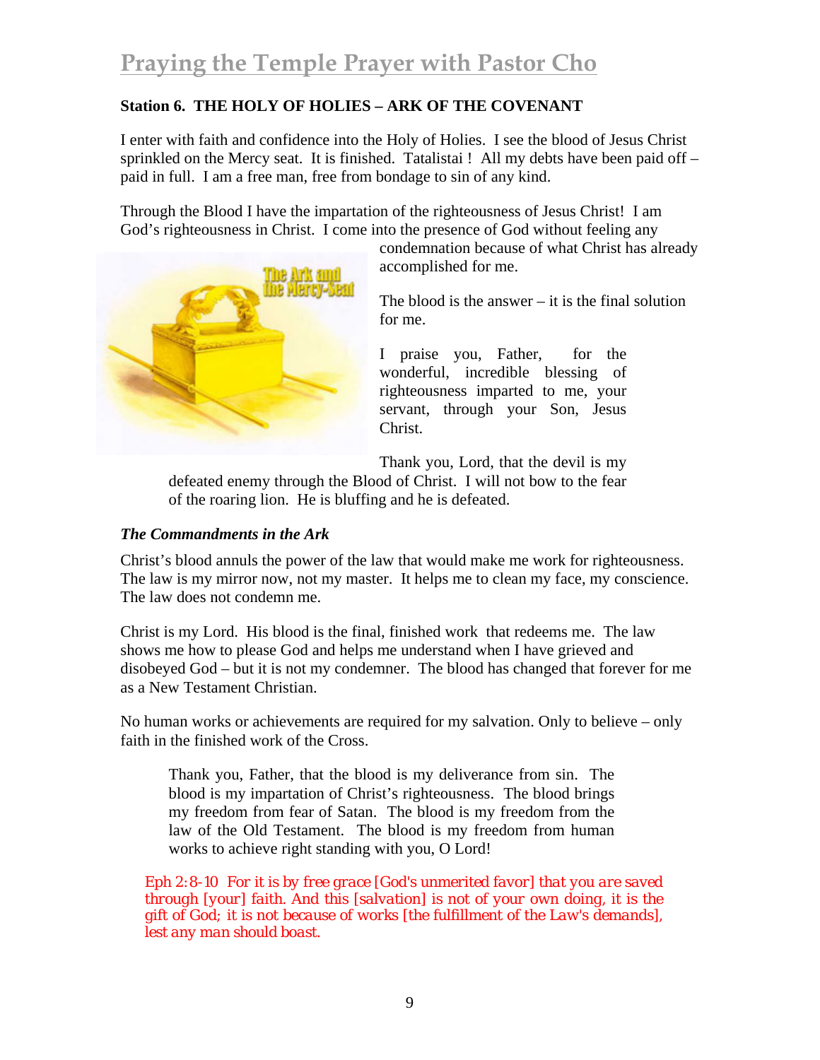## Station 6. THE HOLY OF HOLIES – ARK OF THE COVENANT

I enter with faith and confidence into the Holy of Holies. I see the blood of Jesus Christ sprinkled on the Mercy seat. It is finished. Tatalistai ! All my debts have been paid off – paid in full. I am a free man, free from bondage to sin of any kind.

Through the Blood I have the impartation of the righteousness of Jesus Christ! I am God's righteousness in Christ. I come into the presence of God without feeling any condemnation because of what Christ has already accomplished for me.

The blood is the answer – it is the final solution for me.

> I praise you, Father, for the wonderful, incredible blessing of righteousness imparted to me, your servant, through your Son, Jesus Christ.
>
> Thank you, Lord, that the devil is my defeated enemy through the Blood of Christ. I will not bow to the fear of the roaring lion. He is bluffing and he is defeated.

### *The Commandments in the Ark*

Christ's blood annuls the power of the law that would make me work for righteousness. The law is my mirror now, not my master. It helps me to clean my face, my conscience. The law does not condemn me.

Christ is my Lord. His blood is the final, finished work that redeems me. The law shows me how to please God and helps me understand when I have grieved and disobeyed God – but it is not my condemner. The blood has changed that forever for me as a New Testament Christian.

No human works or achievements are required for my salvation. Only to believe – only faith in the finished work of the Cross.

> Thank you, Father, that the blood is my deliverance from sin. The blood is my impartation of Christ's righteousness. The blood brings my freedom from fear of Satan. The blood is my freedom from the law of the Old Testament. The blood is my freedom from human works to achieve right standing with you, O Lord!

*Eph 2:8-10 For it is by free grace [God's unmerited favor] that you are saved through [your] faith. And this [salvation] is not of your own doing, it is the gift of God; it is not because of works [the fulfillment of the Law's demands], lest any man should boast.*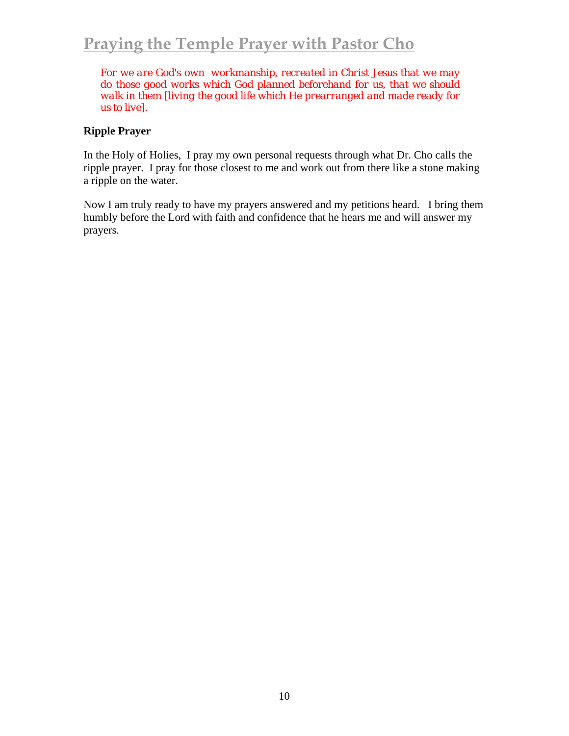*For we are God's own workmanship, recreated in Christ Jesus that we may do those good works which God planned beforehand for us, that we should walk in them [living the good life which He prearranged and made ready for us to live].*

**Ripple Prayer**

In the Holy of Holies, I pray my own personal requests through what Dr. Cho calls the ripple prayer. I pray for those closest to me and work out from there like a stone making a ripple on the water.

Now I am truly ready to have my prayers answered and my petitions heard. I bring them humbly before the Lord with faith and confidence that he hears me and will answer my prayers.